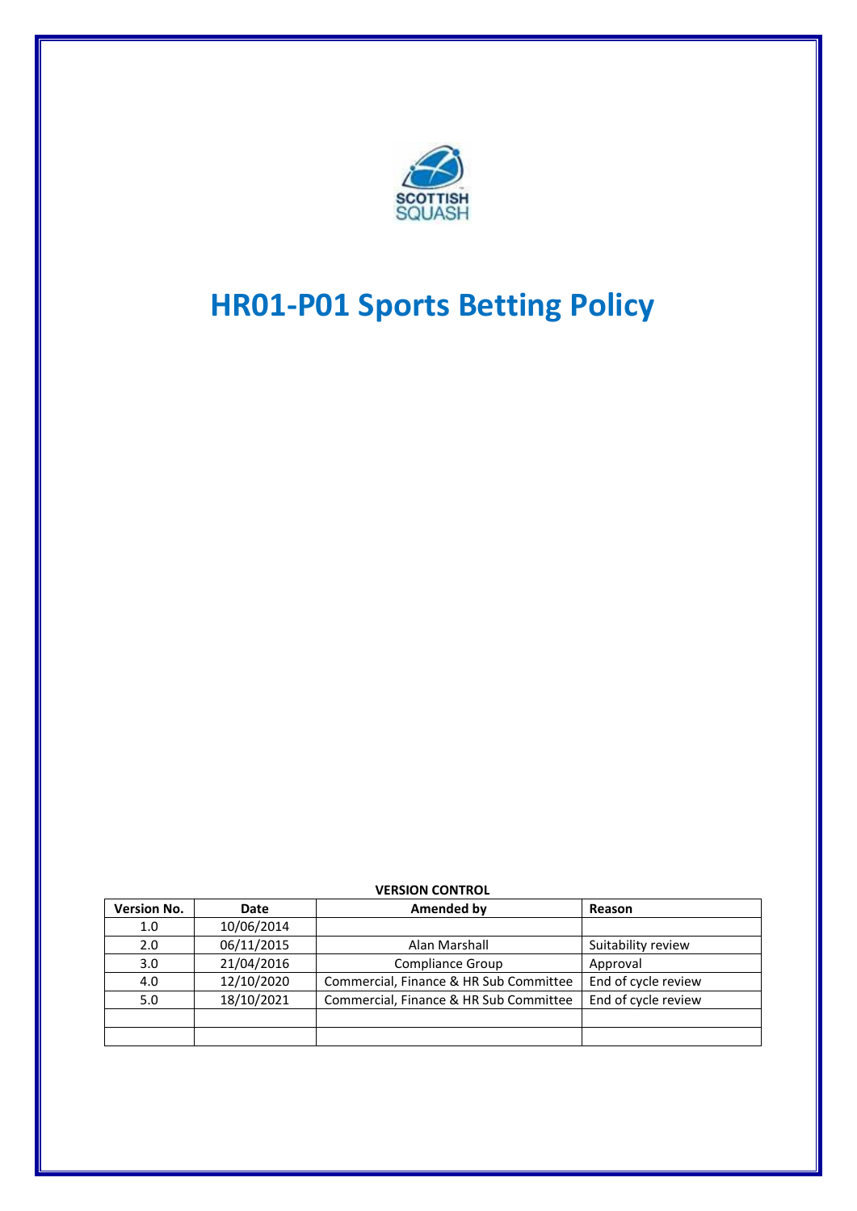# HR01-P01 Sports Betting Policy

**VERSION CONTROL**

| Version No. | Date | Amended by | Reason |
|---|---|---|---|
| 1.0 | 10/06/2014 | | |
| 2.0 | 06/11/2015 | Alan Marshall | Suitability review |
| 3.0 | 21/04/2016 | Compliance Group | Approval |
| 4.0 | 12/10/2020 | Commercial, Finance & HR Sub Committee | End of cycle review |
| 5.0 | 18/10/2021 | Commercial, Finance & HR Sub Committee | End of cycle review |
| | | | |
| | | | |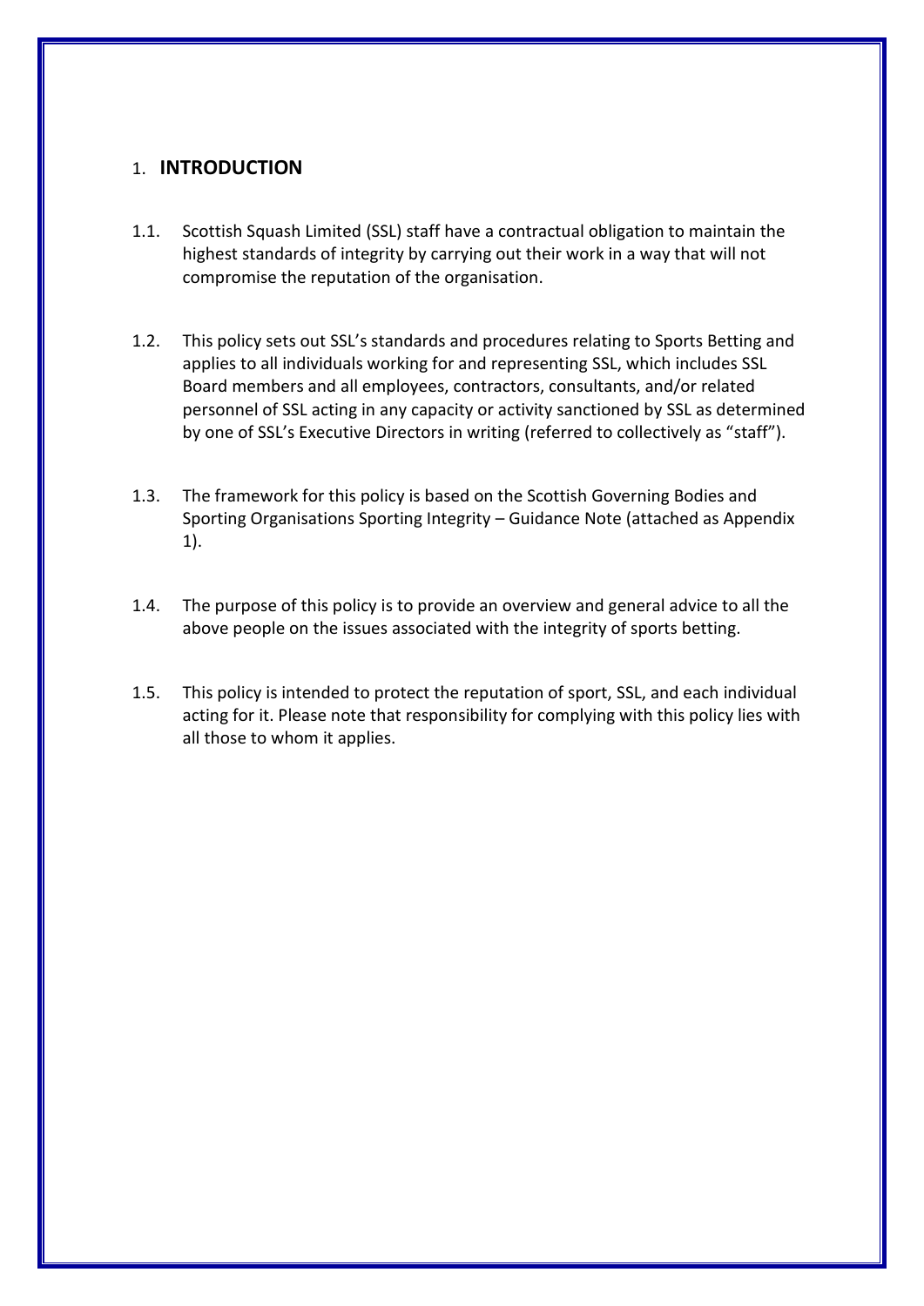## 1. INTRODUCTION

1.1. Scottish Squash Limited (SSL) staff have a contractual obligation to maintain the highest standards of integrity by carrying out their work in a way that will not compromise the reputation of the organisation.

1.2. This policy sets out SSL's standards and procedures relating to Sports Betting and applies to all individuals working for and representing SSL, which includes SSL Board members and all employees, contractors, consultants, and/or related personnel of SSL acting in any capacity or activity sanctioned by SSL as determined by one of SSL's Executive Directors in writing (referred to collectively as "staff").

1.3. The framework for this policy is based on the Scottish Governing Bodies and Sporting Organisations Sporting Integrity – Guidance Note (attached as Appendix 1).

1.4. The purpose of this policy is to provide an overview and general advice to all the above people on the issues associated with the integrity of sports betting.

1.5. This policy is intended to protect the reputation of sport, SSL, and each individual acting for it. Please note that responsibility for complying with this policy lies with all those to whom it applies.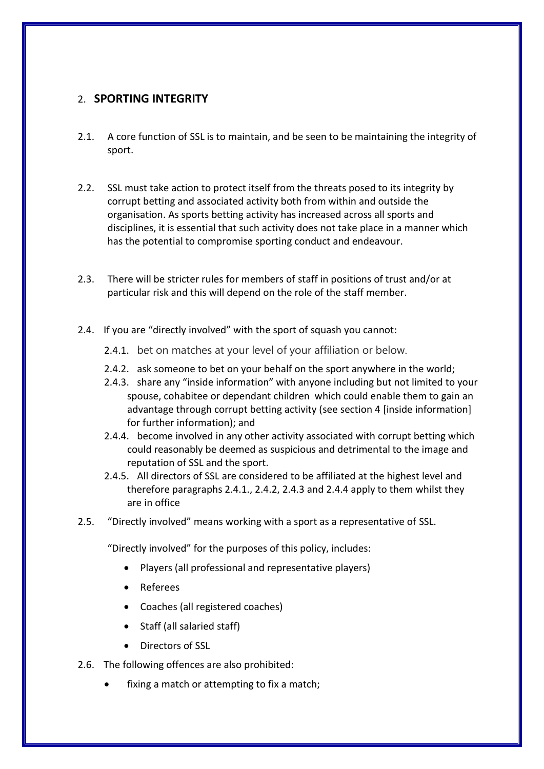## 2. **SPORTING INTEGRITY**

2.1. A core function of SSL is to maintain, and be seen to be maintaining the integrity of sport.

2.2. SSL must take action to protect itself from the threats posed to its integrity by corrupt betting and associated activity both from within and outside the organisation. As sports betting activity has increased across all sports and disciplines, it is essential that such activity does not take place in a manner which has the potential to compromise sporting conduct and endeavour.

2.3. There will be stricter rules for members of staff in positions of trust and/or at particular risk and this will depend on the role of the staff member.

2.4. If you are "directly involved" with the sport of squash you cannot:

- 2.4.1. bet on matches at your level of your affiliation or below.
- 2.4.2. ask someone to bet on your behalf on the sport anywhere in the world;
- 2.4.3. share any "inside information" with anyone including but not limited to your spouse, cohabitee or dependant children which could enable them to gain an advantage through corrupt betting activity (see section 4 [inside information] for further information); and
- 2.4.4. become involved in any other activity associated with corrupt betting which could reasonably be deemed as suspicious and detrimental to the image and reputation of SSL and the sport.
- 2.4.5. All directors of SSL are considered to be affiliated at the highest level and therefore paragraphs 2.4.1., 2.4.2, 2.4.3 and 2.4.4 apply to them whilst they are in office

2.5. "Directly involved" means working with a sport as a representative of SSL.

"Directly involved" for the purposes of this policy, includes:

- Players (all professional and representative players)
- Referees
- Coaches (all registered coaches)
- Staff (all salaried staff)
- Directors of SSL

2.6. The following offences are also prohibited:

- fixing a match or attempting to fix a match;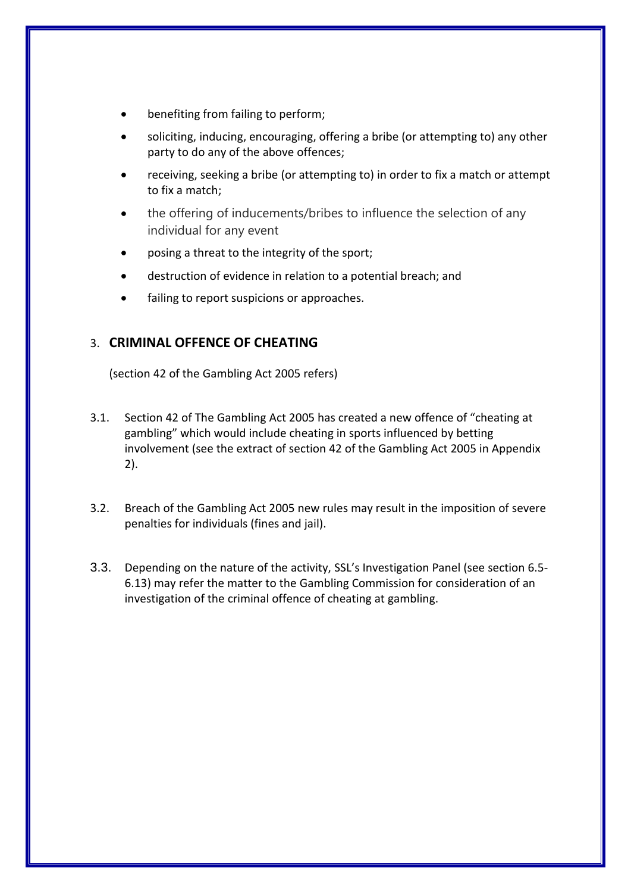- benefiting from failing to perform;
- soliciting, inducing, encouraging, offering a bribe (or attempting to) any other party to do any of the above offences;
- receiving, seeking a bribe (or attempting to) in order to fix a match or attempt to fix a match;
- the offering of inducements/bribes to influence the selection of any individual for any event
- posing a threat to the integrity of the sport;
- destruction of evidence in relation to a potential breach; and
- failing to report suspicions or approaches.

## 3. **CRIMINAL OFFENCE OF CHEATING**

(section 42 of the Gambling Act 2005 refers)

3.1. Section 42 of The Gambling Act 2005 has created a new offence of "cheating at gambling" which would include cheating in sports influenced by betting involvement (see the extract of section 42 of the Gambling Act 2005 in Appendix 2).

3.2. Breach of the Gambling Act 2005 new rules may result in the imposition of severe penalties for individuals (fines and jail).

3.3. Depending on the nature of the activity, SSL's Investigation Panel (see section 6.5-6.13) may refer the matter to the Gambling Commission for consideration of an investigation of the criminal offence of cheating at gambling.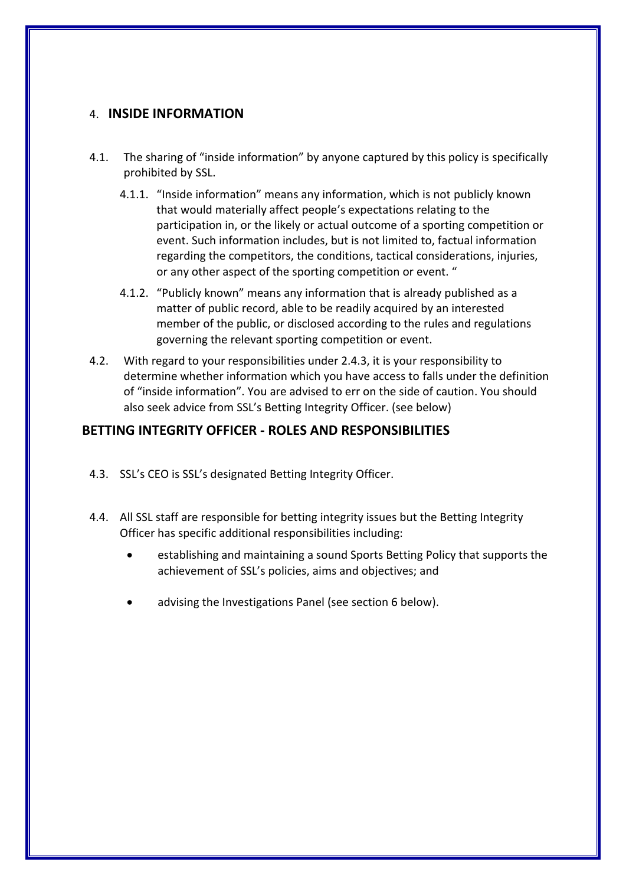## 4. INSIDE INFORMATION

4.1. The sharing of "inside information" by anyone captured by this policy is specifically prohibited by SSL.

4.1.1. "Inside information" means any information, which is not publicly known that would materially affect people's expectations relating to the participation in, or the likely or actual outcome of a sporting competition or event. Such information includes, but is not limited to, factual information regarding the competitors, the conditions, tactical considerations, injuries, or any other aspect of the sporting competition or event. "

4.1.2. "Publicly known" means any information that is already published as a matter of public record, able to be readily acquired by an interested member of the public, or disclosed according to the rules and regulations governing the relevant sporting competition or event.

4.2. With regard to your responsibilities under 2.4.3, it is your responsibility to determine whether information which you have access to falls under the definition of "inside information". You are advised to err on the side of caution. You should also seek advice from SSL's Betting Integrity Officer. (see below)

## BETTING INTEGRITY OFFICER - ROLES AND RESPONSIBILITIES

4.3. SSL's CEO is SSL's designated Betting Integrity Officer.

4.4. All SSL staff are responsible for betting integrity issues but the Betting Integrity Officer has specific additional responsibilities including:

- establishing and maintaining a sound Sports Betting Policy that supports the achievement of SSL's policies, aims and objectives; and
- advising the Investigations Panel (see section 6 below).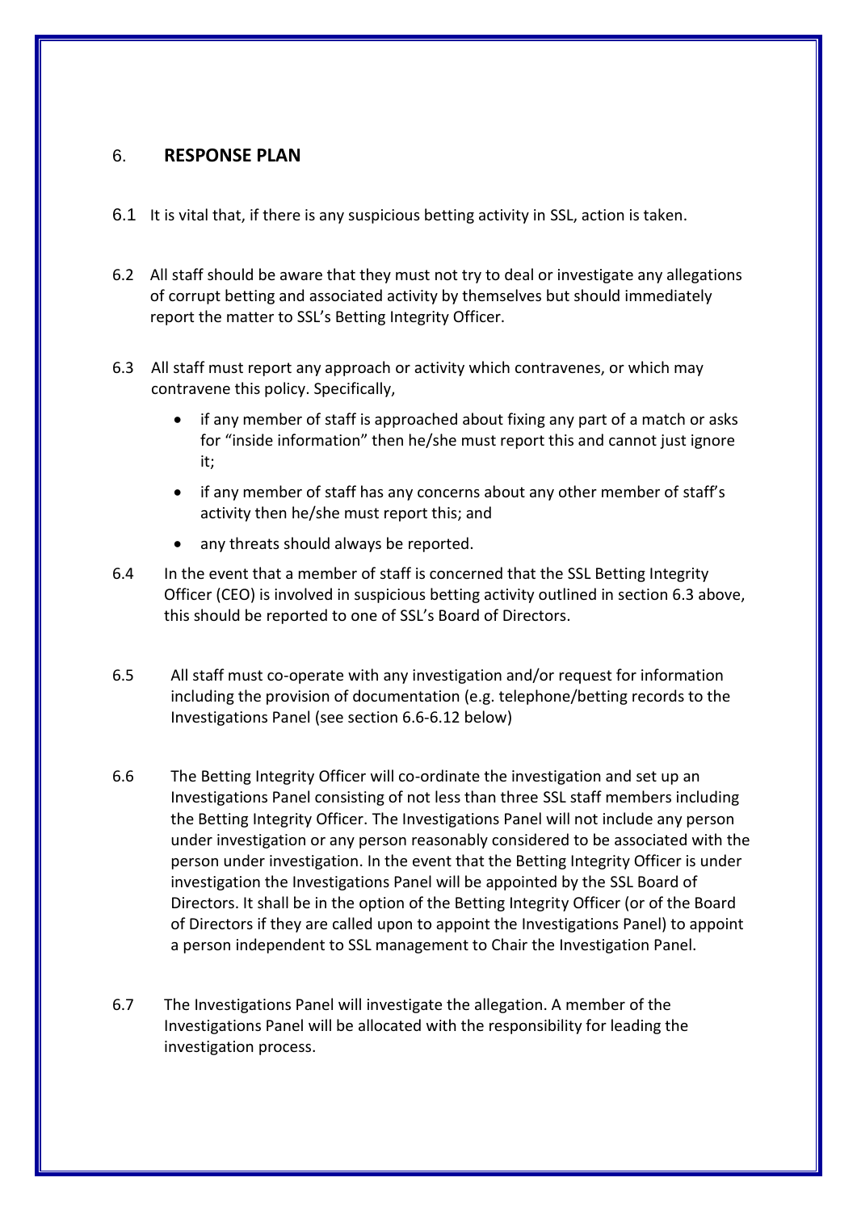## 6. RESPONSE PLAN

6.1 It is vital that, if there is any suspicious betting activity in SSL, action is taken.

6.2 All staff should be aware that they must not try to deal or investigate any allegations of corrupt betting and associated activity by themselves but should immediately report the matter to SSL's Betting Integrity Officer.

6.3 All staff must report any approach or activity which contravenes, or which may contravene this policy. Specifically,

- if any member of staff is approached about fixing any part of a match or asks for "inside information" then he/she must report this and cannot just ignore it;
- if any member of staff has any concerns about any other member of staff's activity then he/she must report this; and
- any threats should always be reported.

6.4 In the event that a member of staff is concerned that the SSL Betting Integrity Officer (CEO) is involved in suspicious betting activity outlined in section 6.3 above, this should be reported to one of SSL's Board of Directors.

6.5 All staff must co-operate with any investigation and/or request for information including the provision of documentation (e.g. telephone/betting records to the Investigations Panel (see section 6.6-6.12 below)

6.6 The Betting Integrity Officer will co-ordinate the investigation and set up an Investigations Panel consisting of not less than three SSL staff members including the Betting Integrity Officer. The Investigations Panel will not include any person under investigation or any person reasonably considered to be associated with the person under investigation. In the event that the Betting Integrity Officer is under investigation the Investigations Panel will be appointed by the SSL Board of Directors. It shall be in the option of the Betting Integrity Officer (or of the Board of Directors if they are called upon to appoint the Investigations Panel) to appoint a person independent to SSL management to Chair the Investigation Panel.

6.7 The Investigations Panel will investigate the allegation. A member of the Investigations Panel will be allocated with the responsibility for leading the investigation process.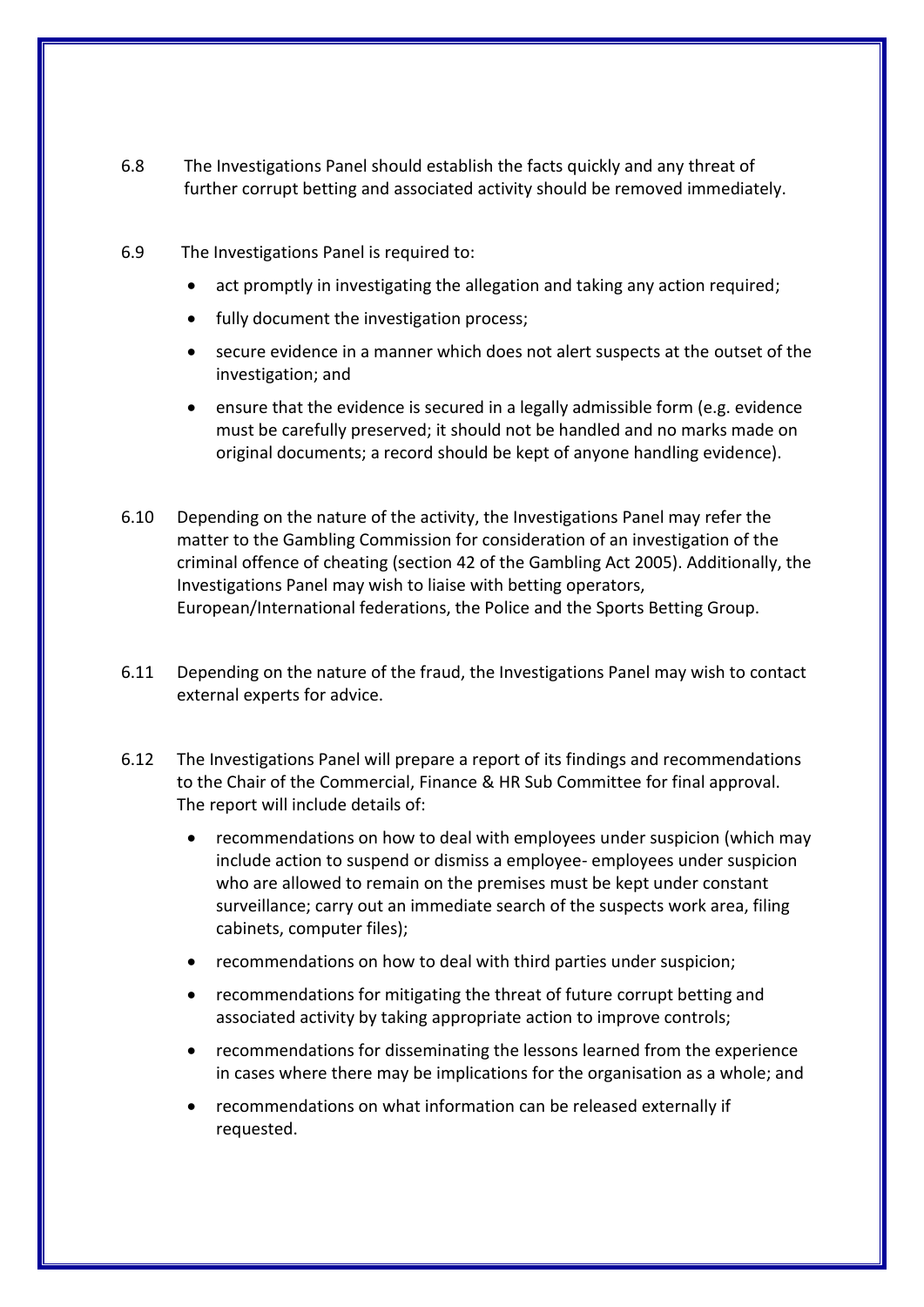6.8 The Investigations Panel should establish the facts quickly and any threat of further corrupt betting and associated activity should be removed immediately.

6.9 The Investigations Panel is required to:

- act promptly in investigating the allegation and taking any action required;
- fully document the investigation process;
- secure evidence in a manner which does not alert suspects at the outset of the investigation; and
- ensure that the evidence is secured in a legally admissible form (e.g. evidence must be carefully preserved; it should not be handled and no marks made on original documents; a record should be kept of anyone handling evidence).

6.10 Depending on the nature of the activity, the Investigations Panel may refer the matter to the Gambling Commission for consideration of an investigation of the criminal offence of cheating (section 42 of the Gambling Act 2005). Additionally, the Investigations Panel may wish to liaise with betting operators, European/International federations, the Police and the Sports Betting Group.

6.11 Depending on the nature of the fraud, the Investigations Panel may wish to contact external experts for advice.

6.12 The Investigations Panel will prepare a report of its findings and recommendations to the Chair of the Commercial, Finance & HR Sub Committee for final approval. The report will include details of:

- recommendations on how to deal with employees under suspicion (which may include action to suspend or dismiss a employee- employees under suspicion who are allowed to remain on the premises must be kept under constant surveillance; carry out an immediate search of the suspects work area, filing cabinets, computer files);
- recommendations on how to deal with third parties under suspicion;
- recommendations for mitigating the threat of future corrupt betting and associated activity by taking appropriate action to improve controls;
- recommendations for disseminating the lessons learned from the experience in cases where there may be implications for the organisation as a whole; and
- recommendations on what information can be released externally if requested.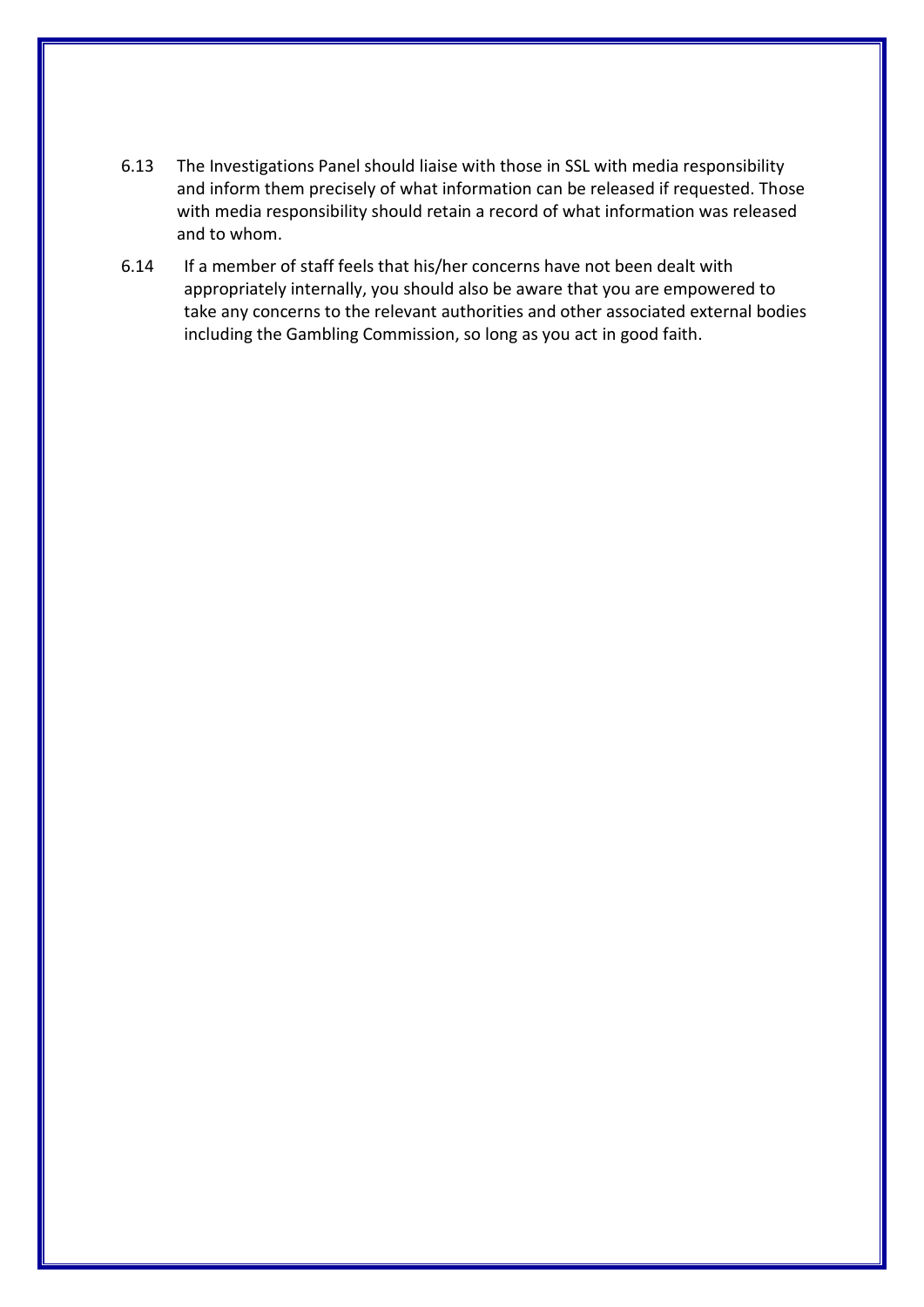6.13 The Investigations Panel should liaise with those in SSL with media responsibility and inform them precisely of what information can be released if requested. Those with media responsibility should retain a record of what information was released and to whom.

6.14 If a member of staff feels that his/her concerns have not been dealt with appropriately internally, you should also be aware that you are empowered to take any concerns to the relevant authorities and other associated external bodies including the Gambling Commission, so long as you act in good faith.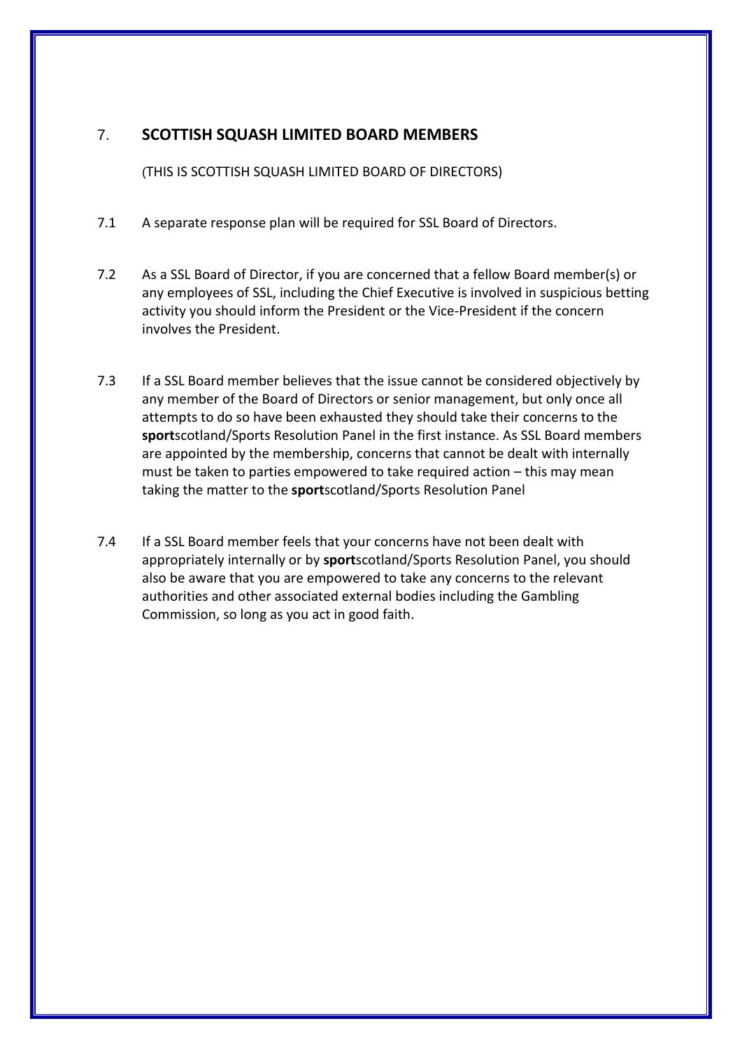## 7. SCOTTISH SQUASH LIMITED BOARD MEMBERS

(THIS IS SCOTTISH SQUASH LIMITED BOARD OF DIRECTORS)

7.1 A separate response plan will be required for SSL Board of Directors.

7.2 As a SSL Board of Director, if you are concerned that a fellow Board member(s) or any employees of SSL, including the Chief Executive is involved in suspicious betting activity you should inform the President or the Vice-President if the concern involves the President.

7.3 If a SSL Board member believes that the issue cannot be considered objectively by any member of the Board of Directors or senior management, but only once all attempts to do so have been exhausted they should take their concerns to the **sport**scotland/Sports Resolution Panel in the first instance. As SSL Board members are appointed by the membership, concerns that cannot be dealt with internally must be taken to parties empowered to take required action – this may mean taking the matter to the **sport**scotland/Sports Resolution Panel

7.4 If a SSL Board member feels that your concerns have not been dealt with appropriately internally or by **sport**scotland/Sports Resolution Panel, you should also be aware that you are empowered to take any concerns to the relevant authorities and other associated external bodies including the Gambling Commission, so long as you act in good faith.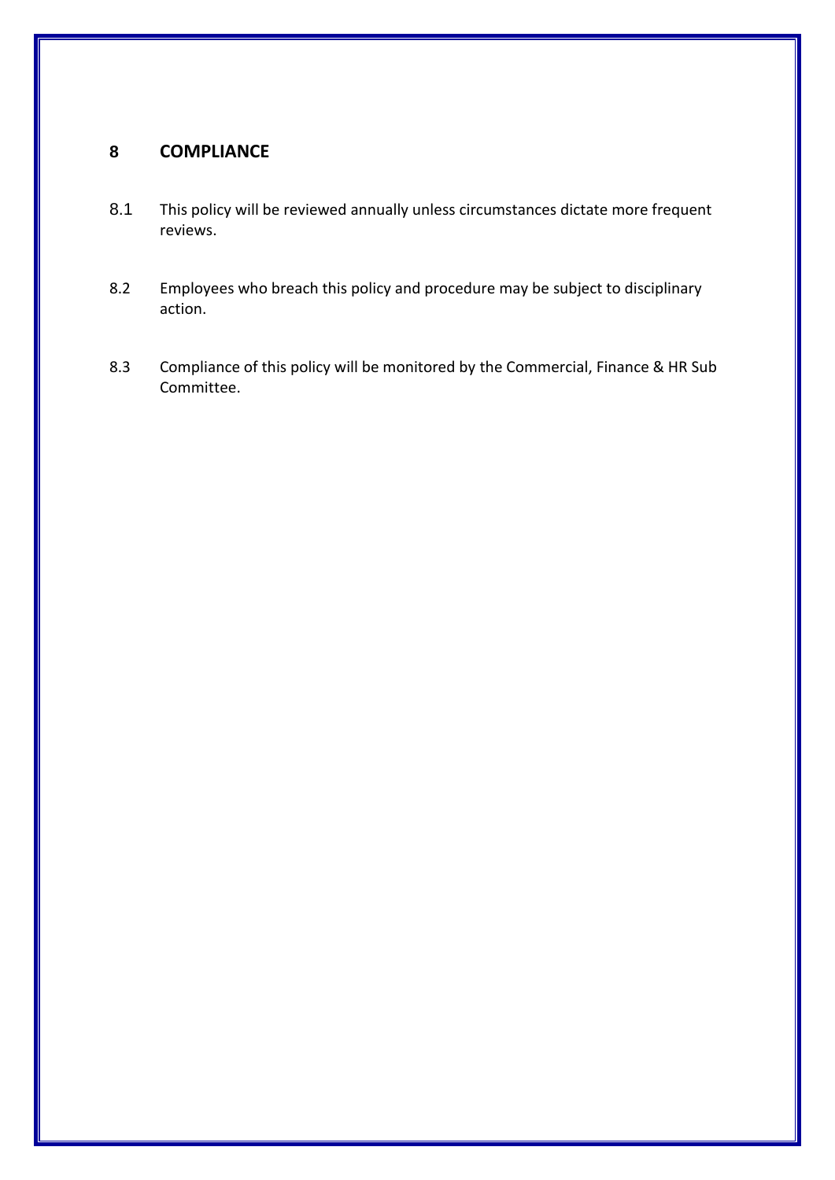## 8 COMPLIANCE

8.1 This policy will be reviewed annually unless circumstances dictate more frequent reviews.

8.2 Employees who breach this policy and procedure may be subject to disciplinary action.

8.3 Compliance of this policy will be monitored by the Commercial, Finance & HR Sub Committee.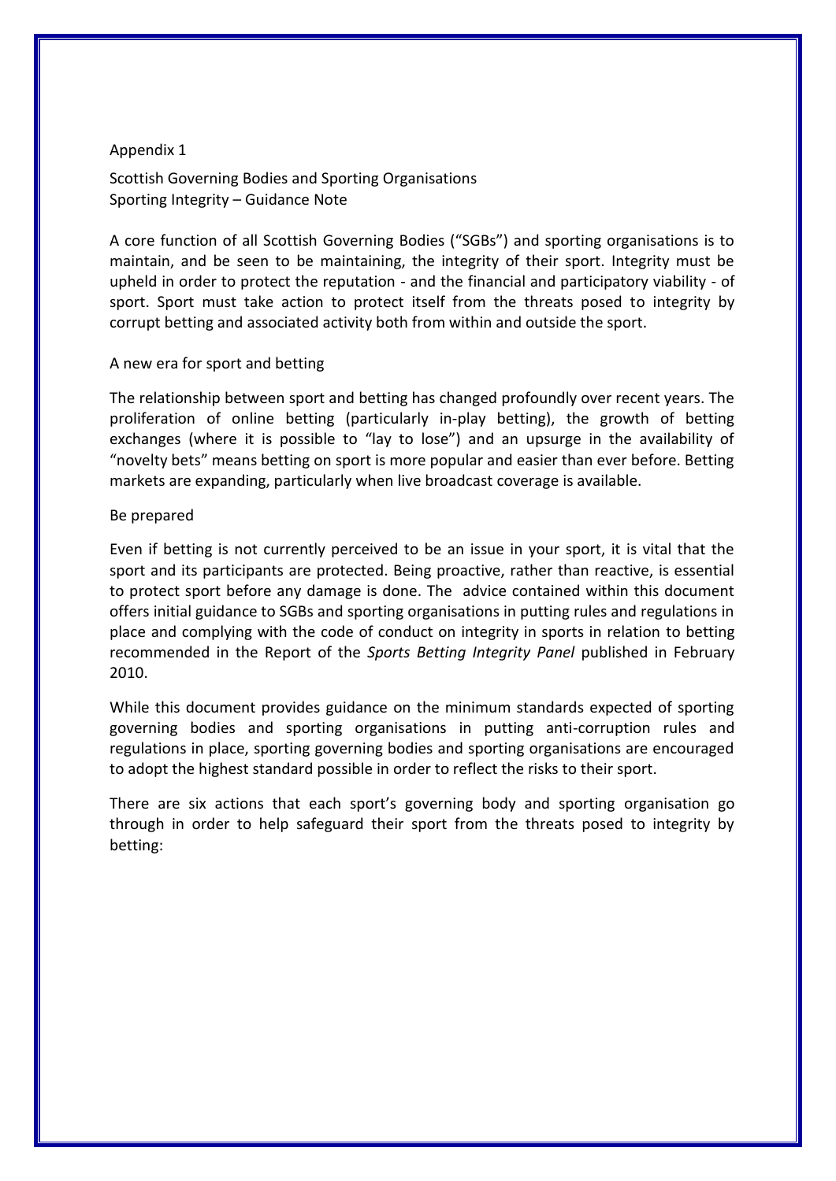Appendix 1

Scottish Governing Bodies and Sporting Organisations
Sporting Integrity – Guidance Note

A core function of all Scottish Governing Bodies ("SGBs") and sporting organisations is to maintain, and be seen to be maintaining, the integrity of their sport. Integrity must be upheld in order to protect the reputation - and the financial and participatory viability - of sport. Sport must take action to protect itself from the threats posed to integrity by corrupt betting and associated activity both from within and outside the sport.

## A new era for sport and betting

The relationship between sport and betting has changed profoundly over recent years. The proliferation of online betting (particularly in-play betting), the growth of betting exchanges (where it is possible to "lay to lose") and an upsurge in the availability of "novelty bets" means betting on sport is more popular and easier than ever before. Betting markets are expanding, particularly when live broadcast coverage is available.

## Be prepared

Even if betting is not currently perceived to be an issue in your sport, it is vital that the sport and its participants are protected. Being proactive, rather than reactive, is essential to protect sport before any damage is done. The advice contained within this document offers initial guidance to SGBs and sporting organisations in putting rules and regulations in place and complying with the code of conduct on integrity in sports in relation to betting recommended in the Report of the *Sports Betting Integrity Panel* published in February 2010.

While this document provides guidance on the minimum standards expected of sporting governing bodies and sporting organisations in putting anti-corruption rules and regulations in place, sporting governing bodies and sporting organisations are encouraged to adopt the highest standard possible in order to reflect the risks to their sport.

There are six actions that each sport's governing body and sporting organisation go through in order to help safeguard their sport from the threats posed to integrity by betting: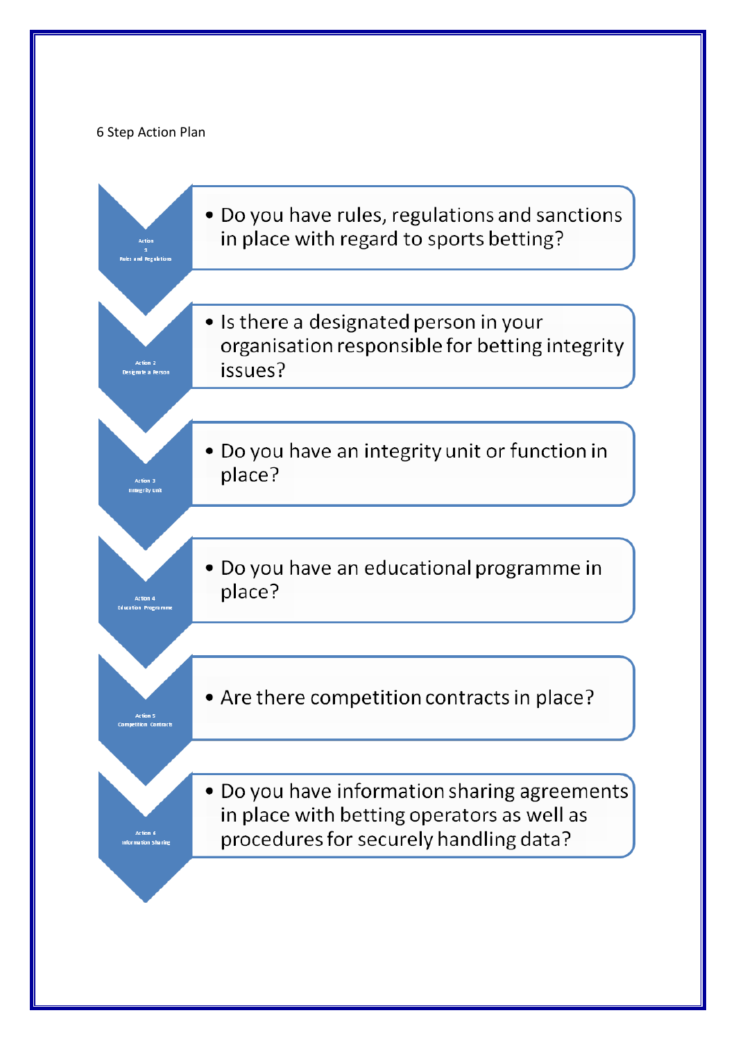6 Step Action Plan

**Action 1 Rules and Regulations**

- Do you have rules, regulations and sanctions in place with regard to sports betting?

**Action 2 Designate a Person**

- Is there a designated person in your organisation responsible for betting integrity issues?

**Action 3 Integrity Unit**

- Do you have an integrity unit or function in place?

**Action 4 Education Programme**

- Do you have an educational programme in place?

**Action 5 Competition Contracts**

- Are there competition contracts in place?

**Action 6 Information Sharing**

- Do you have information sharing agreements in place with betting operators as well as procedures for securely handling data?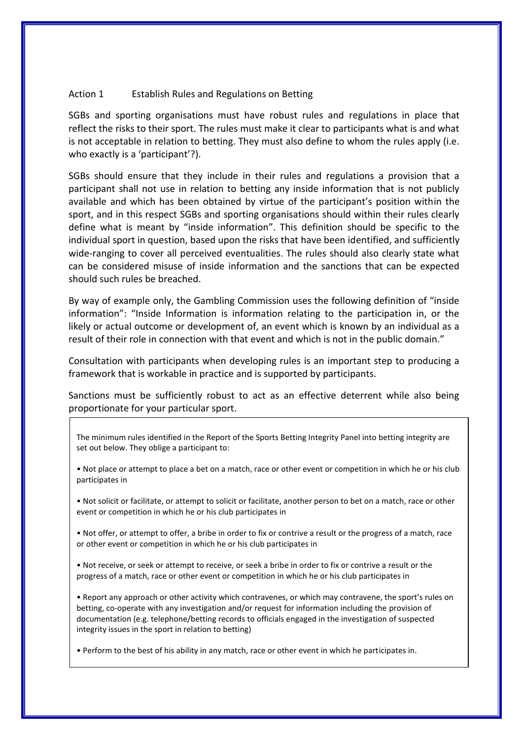## Action 1 Establish Rules and Regulations on Betting

SGBs and sporting organisations must have robust rules and regulations in place that reflect the risks to their sport. The rules must make it clear to participants what is and what is not acceptable in relation to betting. They must also define to whom the rules apply (i.e. who exactly is a 'participant'?).

SGBs should ensure that they include in their rules and regulations a provision that a participant shall not use in relation to betting any inside information that is not publicly available and which has been obtained by virtue of the participant's position within the sport, and in this respect SGBs and sporting organisations should within their rules clearly define what is meant by "inside information". This definition should be specific to the individual sport in question, based upon the risks that have been identified, and sufficiently wide-ranging to cover all perceived eventualities. The rules should also clearly state what can be considered misuse of inside information and the sanctions that can be expected should such rules be breached.

By way of example only, the Gambling Commission uses the following definition of "inside information": "Inside Information is information relating to the participation in, or the likely or actual outcome or development of, an event which is known by an individual as a result of their role in connection with that event and which is not in the public domain."

Consultation with participants when developing rules is an important step to producing a framework that is workable in practice and is supported by participants.

Sanctions must be sufficiently robust to act as an effective deterrent while also being proportionate for your particular sport.

> The minimum rules identified in the Report of the Sports Betting Integrity Panel into betting integrity are set out below. They oblige a participant to:
>
> • Not place or attempt to place a bet on a match, race or other event or competition in which he or his club participates in
>
> • Not solicit or facilitate, or attempt to solicit or facilitate, another person to bet on a match, race or other event or competition in which he or his club participates in
>
> • Not offer, or attempt to offer, a bribe in order to fix or contrive a result or the progress of a match, race or other event or competition in which he or his club participates in
>
> • Not receive, or seek or attempt to receive, or seek a bribe in order to fix or contrive a result or the progress of a match, race or other event or competition in which he or his club participates in
>
> • Report any approach or other activity which contravenes, or which may contravene, the sport's rules on betting, co-operate with any investigation and/or request for information including the provision of documentation (e.g. telephone/betting records to officials engaged in the investigation of suspected integrity issues in the sport in relation to betting)
>
> • Perform to the best of his ability in any match, race or other event in which he participates in.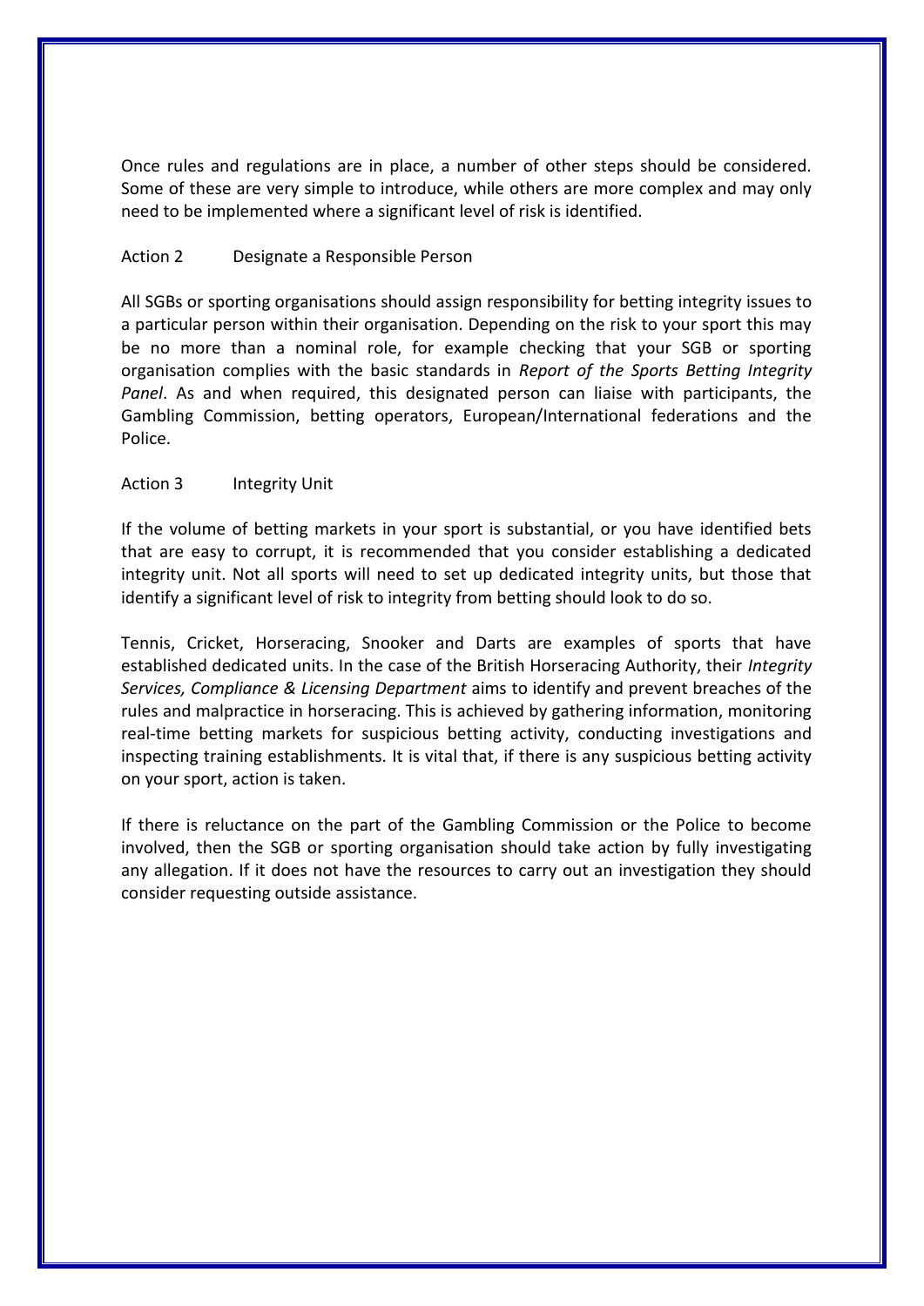Once rules and regulations are in place, a number of other steps should be considered. Some of these are very simple to introduce, while others are more complex and may only need to be implemented where a significant level of risk is identified.

### Action 2 Designate a Responsible Person

All SGBs or sporting organisations should assign responsibility for betting integrity issues to a particular person within their organisation. Depending on the risk to your sport this may be no more than a nominal role, for example checking that your SGB or sporting organisation complies with the basic standards in *Report of the Sports Betting Integrity Panel*. As and when required, this designated person can liaise with participants, the Gambling Commission, betting operators, European/International federations and the Police.

### Action 3 Integrity Unit

If the volume of betting markets in your sport is substantial, or you have identified bets that are easy to corrupt, it is recommended that you consider establishing a dedicated integrity unit. Not all sports will need to set up dedicated integrity units, but those that identify a significant level of risk to integrity from betting should look to do so.

Tennis, Cricket, Horseracing, Snooker and Darts are examples of sports that have established dedicated units. In the case of the British Horseracing Authority, their *Integrity Services, Compliance & Licensing Department* aims to identify and prevent breaches of the rules and malpractice in horseracing. This is achieved by gathering information, monitoring real-time betting markets for suspicious betting activity, conducting investigations and inspecting training establishments. It is vital that, if there is any suspicious betting activity on your sport, action is taken.

If there is reluctance on the part of the Gambling Commission or the Police to become involved, then the SGB or sporting organisation should take action by fully investigating any allegation. If it does not have the resources to carry out an investigation they should consider requesting outside assistance.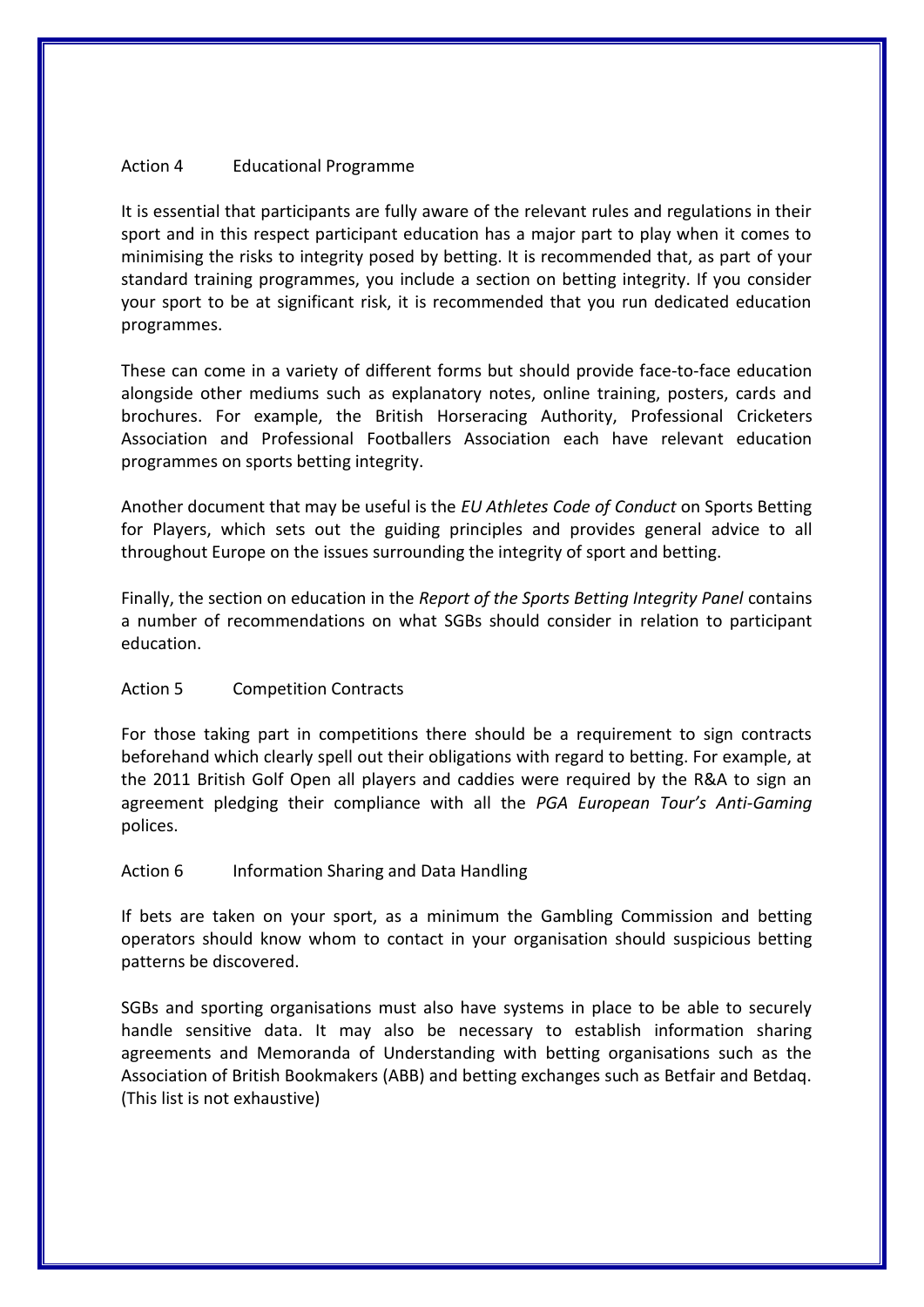## Action 4 Educational Programme

It is essential that participants are fully aware of the relevant rules and regulations in their sport and in this respect participant education has a major part to play when it comes to minimising the risks to integrity posed by betting. It is recommended that, as part of your standard training programmes, you include a section on betting integrity. If you consider your sport to be at significant risk, it is recommended that you run dedicated education programmes.

These can come in a variety of different forms but should provide face-to-face education alongside other mediums such as explanatory notes, online training, posters, cards and brochures. For example, the British Horseracing Authority, Professional Cricketers Association and Professional Footballers Association each have relevant education programmes on sports betting integrity.

Another document that may be useful is the *EU Athletes Code of Conduct* on Sports Betting for Players, which sets out the guiding principles and provides general advice to all throughout Europe on the issues surrounding the integrity of sport and betting.

Finally, the section on education in the *Report of the Sports Betting Integrity Panel* contains a number of recommendations on what SGBs should consider in relation to participant education.

## Action 5 Competition Contracts

For those taking part in competitions there should be a requirement to sign contracts beforehand which clearly spell out their obligations with regard to betting. For example, at the 2011 British Golf Open all players and caddies were required by the R&A to sign an agreement pledging their compliance with all the *PGA European Tour's Anti-Gaming* polices.

## Action 6 Information Sharing and Data Handling

If bets are taken on your sport, as a minimum the Gambling Commission and betting operators should know whom to contact in your organisation should suspicious betting patterns be discovered.

SGBs and sporting organisations must also have systems in place to be able to securely handle sensitive data. It may also be necessary to establish information sharing agreements and Memoranda of Understanding with betting organisations such as the Association of British Bookmakers (ABB) and betting exchanges such as Betfair and Betdaq. (This list is not exhaustive)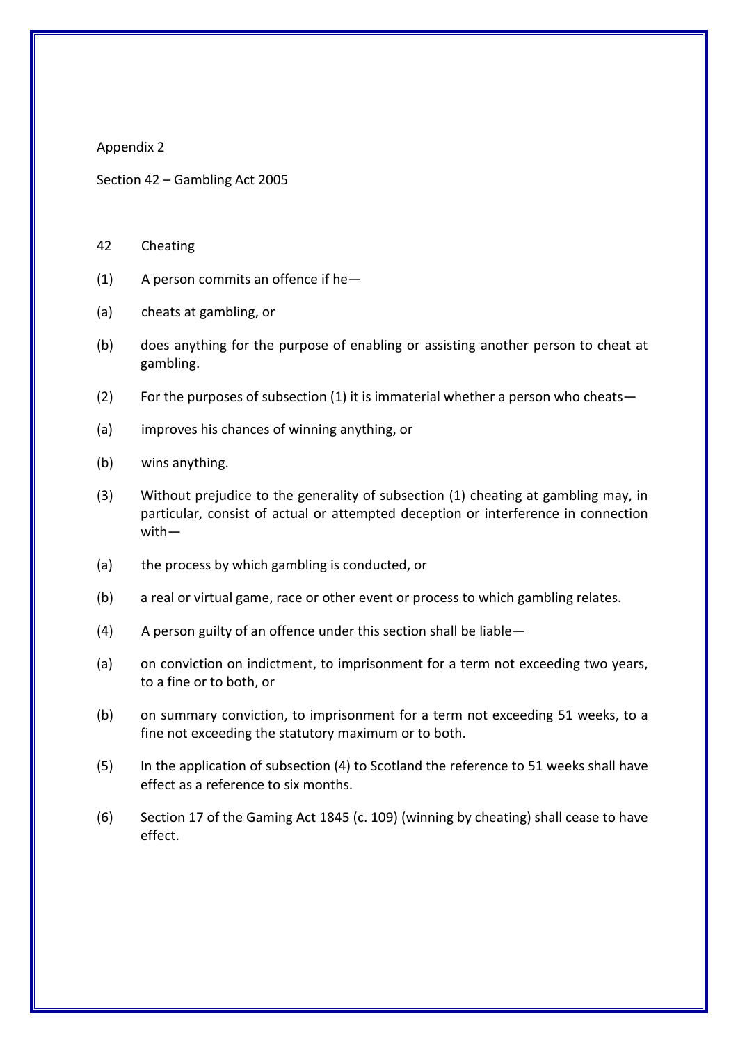Appendix 2

Section 42 – Gambling Act 2005

42 Cheating

(1) A person commits an offence if he—

(a) cheats at gambling, or

(b) does anything for the purpose of enabling or assisting another person to cheat at gambling.

(2) For the purposes of subsection (1) it is immaterial whether a person who cheats—

(a) improves his chances of winning anything, or

(b) wins anything.

(3) Without prejudice to the generality of subsection (1) cheating at gambling may, in particular, consist of actual or attempted deception or interference in connection with—

(a) the process by which gambling is conducted, or

(b) a real or virtual game, race or other event or process to which gambling relates.

(4) A person guilty of an offence under this section shall be liable—

(a) on conviction on indictment, to imprisonment for a term not exceeding two years, to a fine or to both, or

(b) on summary conviction, to imprisonment for a term not exceeding 51 weeks, to a fine not exceeding the statutory maximum or to both.

(5) In the application of subsection (4) to Scotland the reference to 51 weeks shall have effect as a reference to six months.

(6) Section 17 of the Gaming Act 1845 (c. 109) (winning by cheating) shall cease to have effect.